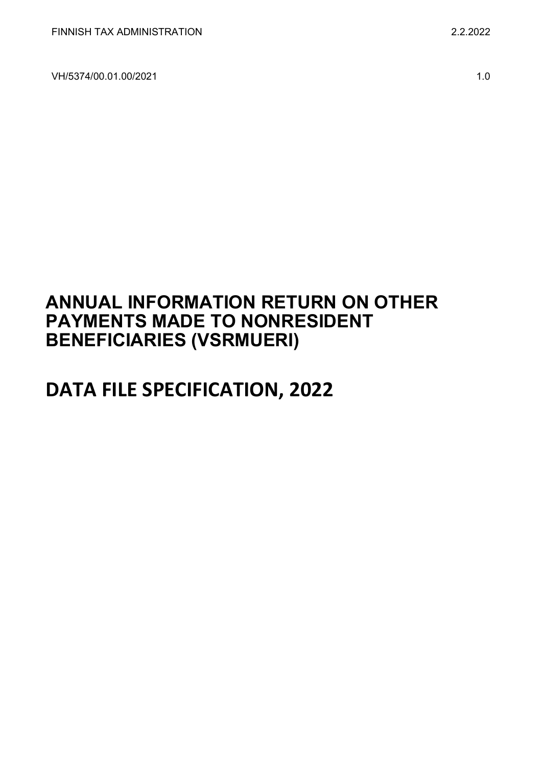FINNISH TAX ADMINISTRATION 2.2.2022

VH/5374/00.01.00/2021 1.0

# ANNUAL INFORMATION RETURN ON OTHER PAYMENTS MADE TO NONRESIDENT BENEFICIARIES (VSRMUERI)

# DATA FILE SPECIFICATION, 2022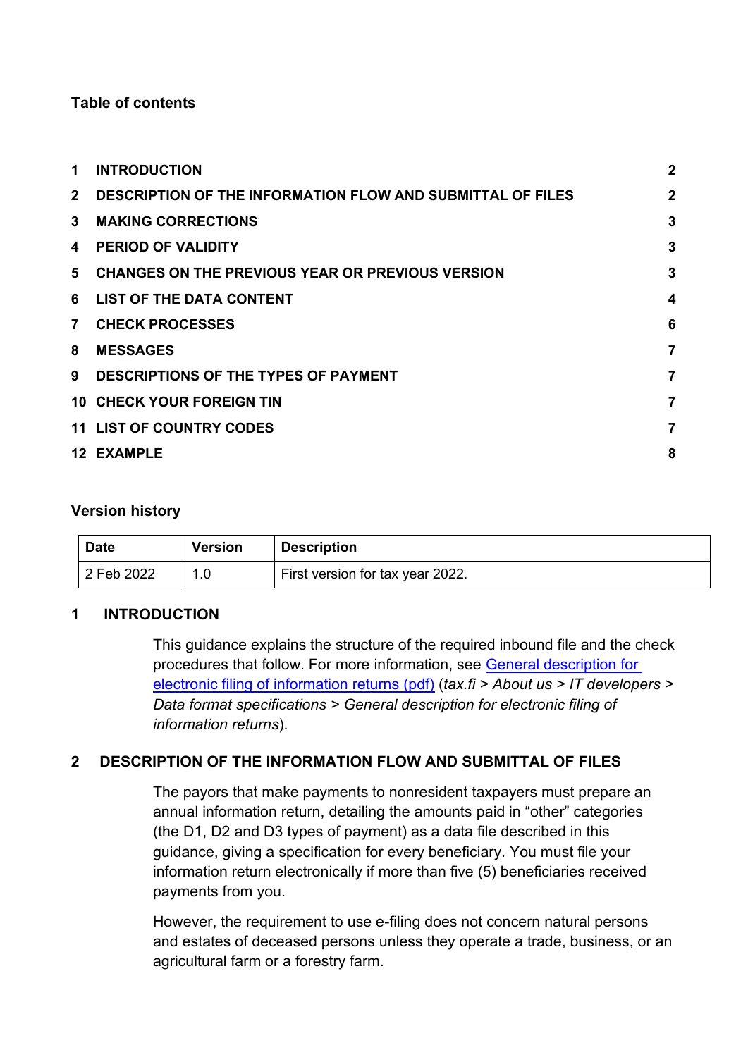**Table of contents**

| | | |
|---|---|---|
| 1 | INTRODUCTION | 2 |
| 2 | DESCRIPTION OF THE INFORMATION FLOW AND SUBMITTAL OF FILES | 2 |
| 3 | MAKING CORRECTIONS | 3 |
| 4 | PERIOD OF VALIDITY | 3 |
| 5 | CHANGES ON THE PREVIOUS YEAR OR PREVIOUS VERSION | 3 |
| 6 | LIST OF THE DATA CONTENT | 4 |
| 7 | CHECK PROCESSES | 6 |
| 8 | MESSAGES | 7 |
| 9 | DESCRIPTIONS OF THE TYPES OF PAYMENT | 7 |
| 10 | CHECK YOUR FOREIGN TIN | 7 |
| 11 | LIST OF COUNTRY CODES | 7 |
| 12 | EXAMPLE | 8 |

**Version history**

| Date | Version | Description |
|---|---|---|
| 2 Feb 2022 | 1.0 | First version for tax year 2022. |

## 1 INTRODUCTION

This guidance explains the structure of the required inbound file and the check procedures that follow. For more information, see General description for electronic filing of information returns (pdf) (*tax.fi > About us > IT developers > Data format specifications > General description for electronic filing of information returns*).

## 2 DESCRIPTION OF THE INFORMATION FLOW AND SUBMITTAL OF FILES

The payors that make payments to nonresident taxpayers must prepare an annual information return, detailing the amounts paid in "other" categories (the D1, D2 and D3 types of payment) as a data file described in this guidance, giving a specification for every beneficiary. You must file your information return electronically if more than five (5) beneficiaries received payments from you.

However, the requirement to use e-filing does not concern natural persons and estates of deceased persons unless they operate a trade, business, or an agricultural farm or a forestry farm.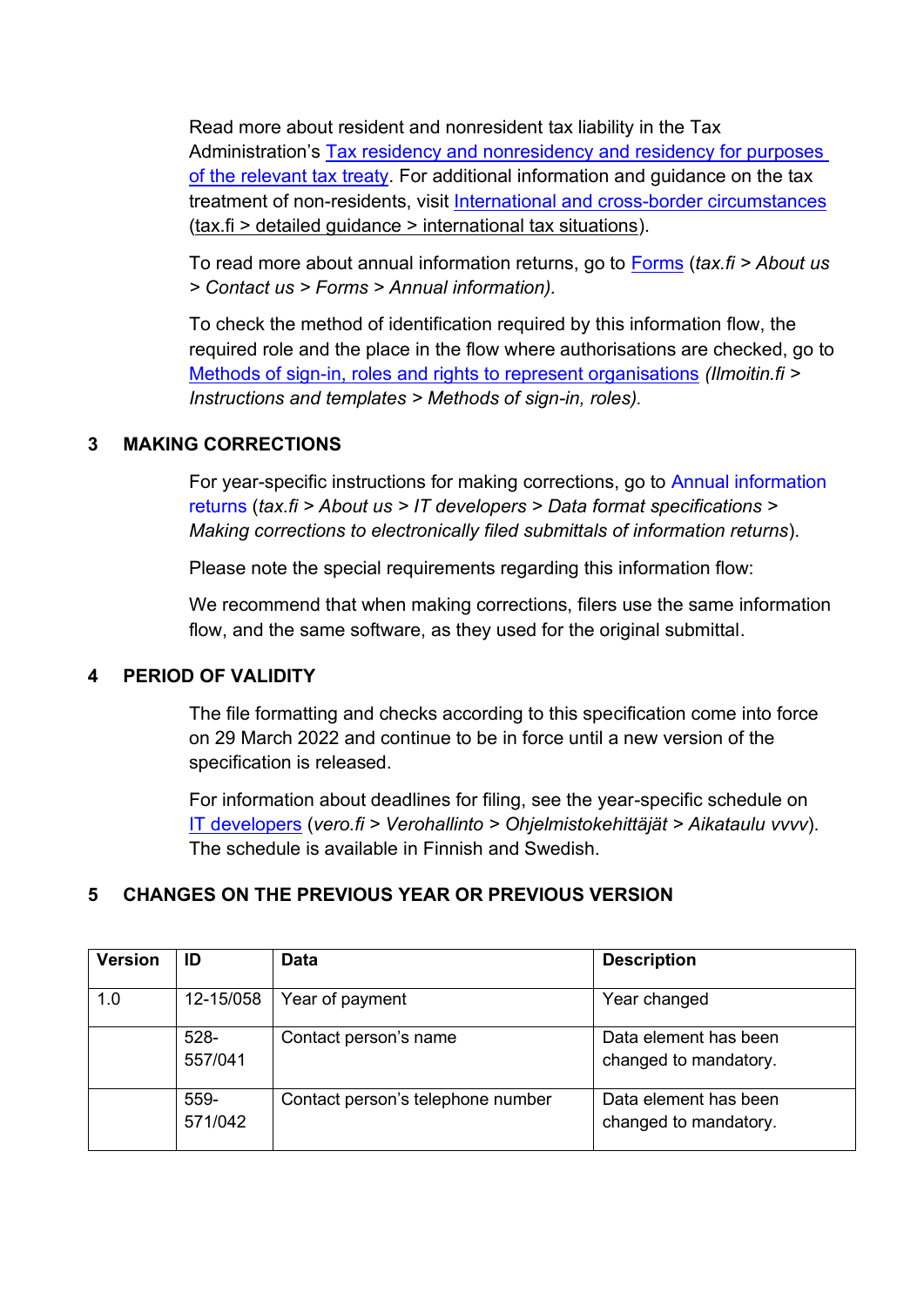Read more about resident and nonresident tax liability in the Tax Administration's Tax residency and nonresidency and residency for purposes of the relevant tax treaty. For additional information and guidance on the tax treatment of non-residents, visit International and cross-border circumstances (tax.fi > detailed guidance > international tax situations).

To read more about annual information returns, go to Forms (*tax.fi > About us > Contact us > Forms > Annual information).*

To check the method of identification required by this information flow, the required role and the place in the flow where authorisations are checked, go to Methods of sign-in, roles and rights to represent organisations *(Ilmoitin.fi > Instructions and templates > Methods of sign-in, roles).*

## 3 MAKING CORRECTIONS

For year-specific instructions for making corrections, go to Annual information returns (*tax.fi > About us > IT developers > Data format specifications > Making corrections to electronically filed submittals of information returns*).

Please note the special requirements regarding this information flow:

We recommend that when making corrections, filers use the same information flow, and the same software, as they used for the original submittal.

## 4 PERIOD OF VALIDITY

The file formatting and checks according to this specification come into force on 29 March 2022 and continue to be in force until a new version of the specification is released.

For information about deadlines for filing, see the year-specific schedule on IT developers (*vero.fi > Verohallinto > Ohjelmistokehittäjät > Aikataulu vvvv*). The schedule is available in Finnish and Swedish.

## 5 CHANGES ON THE PREVIOUS YEAR OR PREVIOUS VERSION

| Version | ID | Data | Description |
|---|---|---|---|
| 1.0 | 12-15/058 | Year of payment | Year changed |
| | 528-557/041 | Contact person's name | Data element has been changed to mandatory. |
| | 559-571/042 | Contact person's telephone number | Data element has been changed to mandatory. |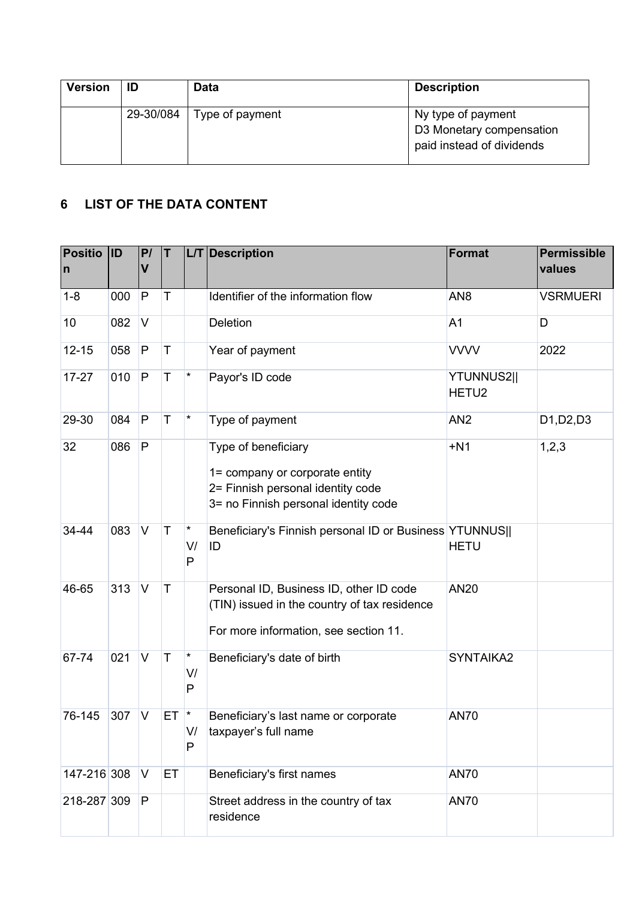| Version | ID | Data | Description |
|---|---|---|---|
| | 29-30/084 | Type of payment | Ny type of payment<br>D3 Monetary compensation paid instead of dividends |

## 6 LIST OF THE DATA CONTENT

| Position | ID | P/V | T | L/T | Description | Format | Permissible values |
|---|---|---|---|---|---|---|---|
| 1-8 | 000 | P | T | | Identifier of the information flow | AN8 | VSRMUERI |
| 10 | 082 | V | | | Deletion | A1 | D |
| 12-15 | 058 | P | T | | Year of payment | VVVV | 2022 |
| 17-27 | 010 | P | T | * | Payor's ID code | YTUNNUS2\|\|<br>HETU2 | |
| 29-30 | 084 | P | T | * | Type of payment | AN2 | D1,D2,D3 |
| 32 | 086 | P | | | Type of beneficiary<br><br>1= company or corporate entity<br>2= Finnish personal identity code<br>3= no Finnish personal identity code | +N1 | 1,2,3 |
| 34-44 | 083 | V | T | *<br>V/<br>P | Beneficiary's Finnish personal ID or Business ID | YTUNNUS\|\|<br>HETU | |
| 46-65 | 313 | V | T | | Personal ID, Business ID, other ID code (TIN) issued in the country of tax residence<br><br>For more information, see section 11. | AN20 | |
| 67-74 | 021 | V | T | *<br>V/<br>P | Beneficiary's date of birth | SYNTAIKA2 | |
| 76-145 | 307 | V | ET | *<br>V/<br>P | Beneficiary’s last name or corporate taxpayer’s full name | AN70 | |
| 147-216 | 308 | V | ET | | Beneficiary's first names | AN70 | |
| 218-287 | 309 | P | | | Street address in the country of tax residence | AN70 | |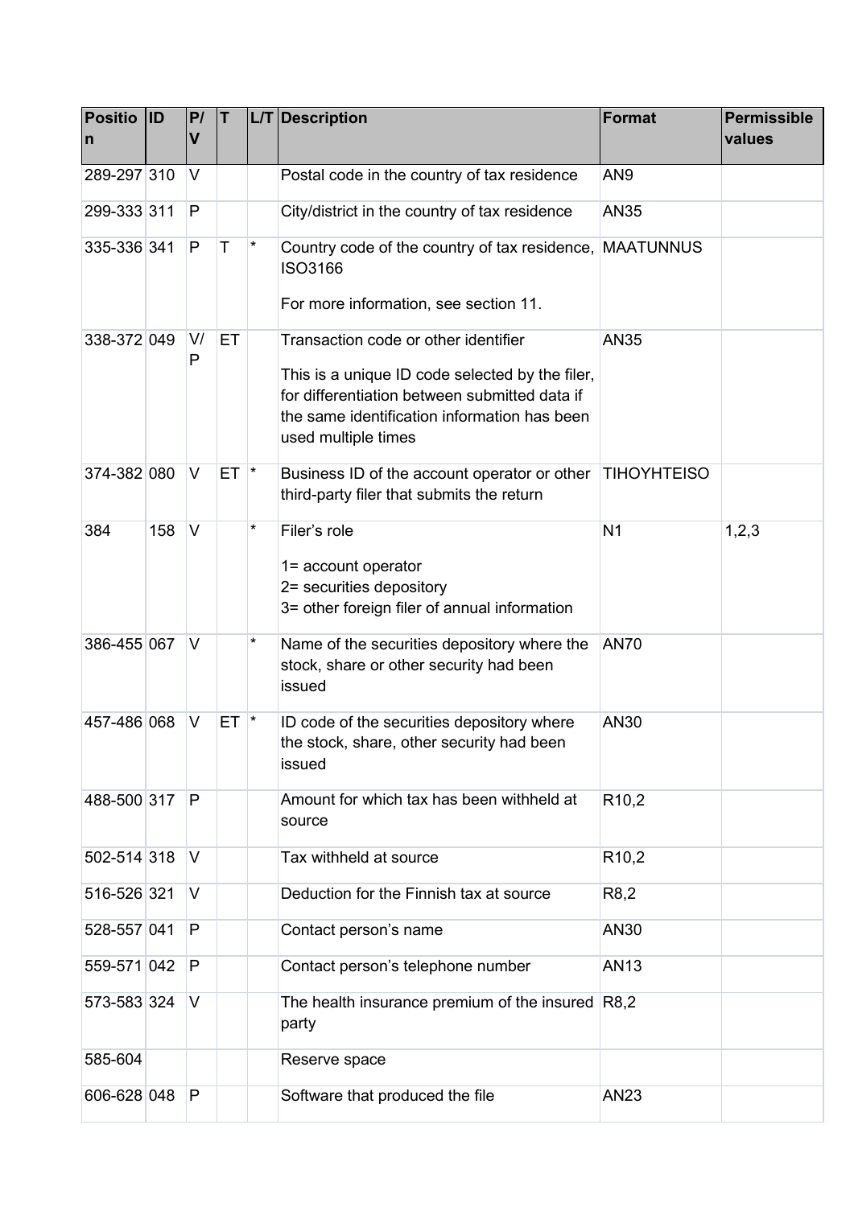| Position | ID | P/V | T | L/T | Description | Format | Permissible values |
|---|---|---|---|---|---|---|---|
| 289-297 | 310 | V | | | Postal code in the country of tax residence | AN9 | |
| 299-333 | 311 | P | | | City/district in the country of tax residence | AN35 | |
| 335-336 | 341 | P | T | * | Country code of the country of tax residence, ISO3166<br><br>For more information, see section 11. | MAATUNNUS | |
| 338-372 | 049 | V/P | ET | | Transaction code or other identifier<br><br>This is a unique ID code selected by the filer, for differentiation between submitted data if the same identification information has been used multiple times | AN35 | |
| 374-382 | 080 | V | ET | * | Business ID of the account operator or other third-party filer that submits the return | TIHOYHTEISO | |
| 384 | 158 | V | | * | Filer's role<br><br>1= account operator<br>2= securities depository<br>3= other foreign filer of annual information | N1 | 1,2,3 |
| 386-455 | 067 | V | | * | Name of the securities depository where the stock, share or other security had been issued | AN70 | |
| 457-486 | 068 | V | ET | * | ID code of the securities depository where the stock, share, other security had been issued | AN30 | |
| 488-500 | 317 | P | | | Amount for which tax has been withheld at source | R10,2 | |
| 502-514 | 318 | V | | | Tax withheld at source | R10,2 | |
| 516-526 | 321 | V | | | Deduction for the Finnish tax at source | R8,2 | |
| 528-557 | 041 | P | | | Contact person's name | AN30 | |
| 559-571 | 042 | P | | | Contact person's telephone number | AN13 | |
| 573-583 | 324 | V | | | The health insurance premium of the insured party | R8,2 | |
| 585-604 | | | | | Reserve space | | |
| 606-628 | 048 | P | | | Software that produced the file | AN23 | |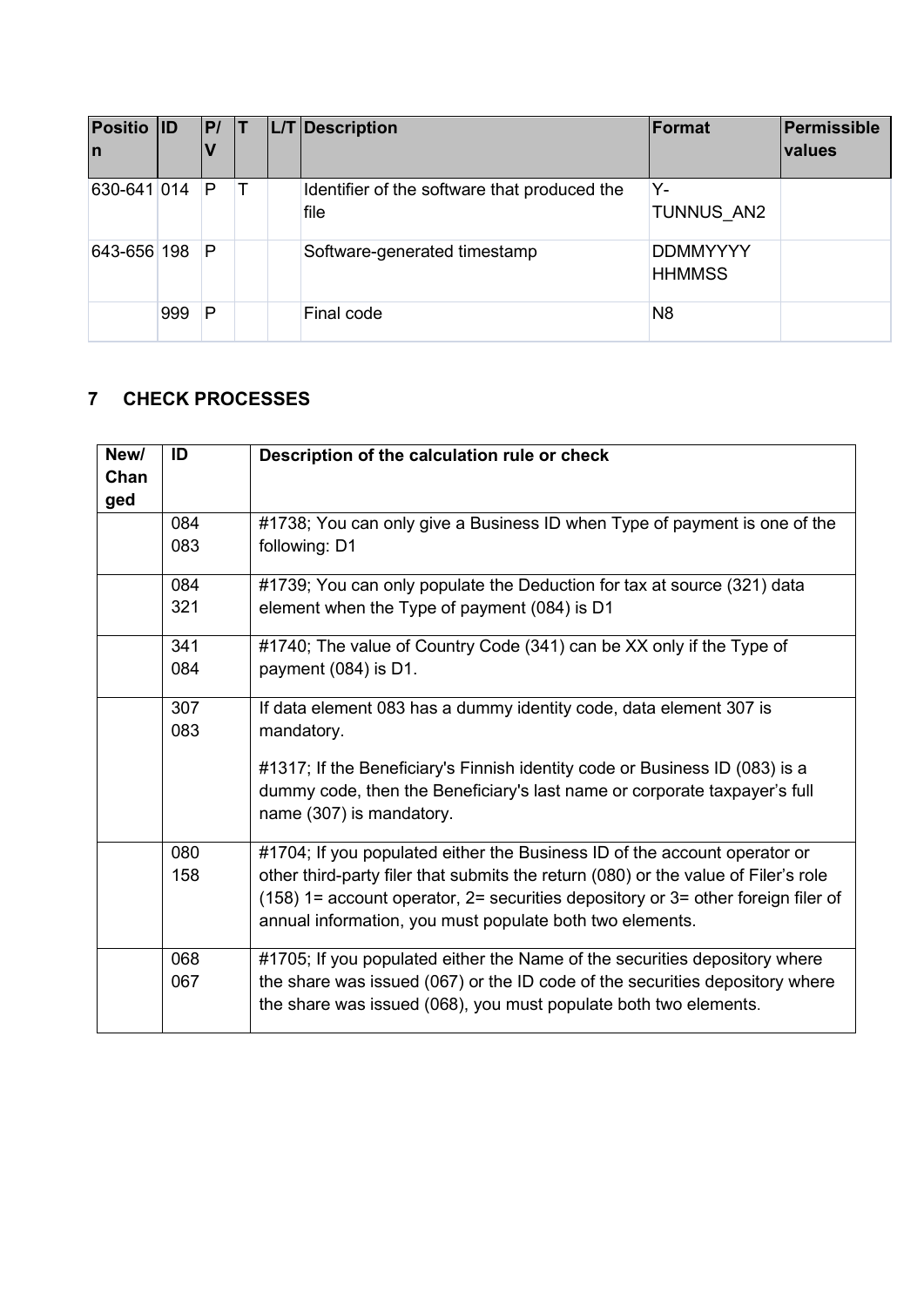| Position | ID | P/V | T | L/T | Description | Format | Permissible values |
|---|---|---|---|---|---|---|---|
| 630-641 | 014 | P | T | | Identifier of the software that produced the file | Y-TUNNUS_AN2 | |
| 643-656 | 198 | P | | | Software-generated timestamp | DDMMYYYY HHMMSS | |
| | 999 | P | | | Final code | N8 | |

## 7 CHECK PROCESSES

| New/ Changed | ID | Description of the calculation rule or check |
|---|---|---|
| | 084<br>083 | #1738; You can only give a Business ID when Type of payment is one of the following: D1 |
| | 084<br>321 | #1739; You can only populate the Deduction for tax at source (321) data element when the Type of payment (084) is D1 |
| | 341<br>084 | #1740; The value of Country Code (341) can be XX only if the Type of payment (084) is D1. |
| | 307<br>083 | If data element 083 has a dummy identity code, data element 307 is mandatory.<br><br>#1317; If the Beneficiary's Finnish identity code or Business ID (083) is a dummy code, then the Beneficiary's last name or corporate taxpayer's full name (307) is mandatory. |
| | 080<br>158 | #1704; If you populated either the Business ID of the account operator or other third-party filer that submits the return (080) or the value of Filer's role (158) 1= account operator, 2= securities depository or 3= other foreign filer of annual information, you must populate both two elements. |
| | 068<br>067 | #1705; If you populated either the Name of the securities depository where the share was issued (067) or the ID code of the securities depository where the share was issued (068), you must populate both two elements. |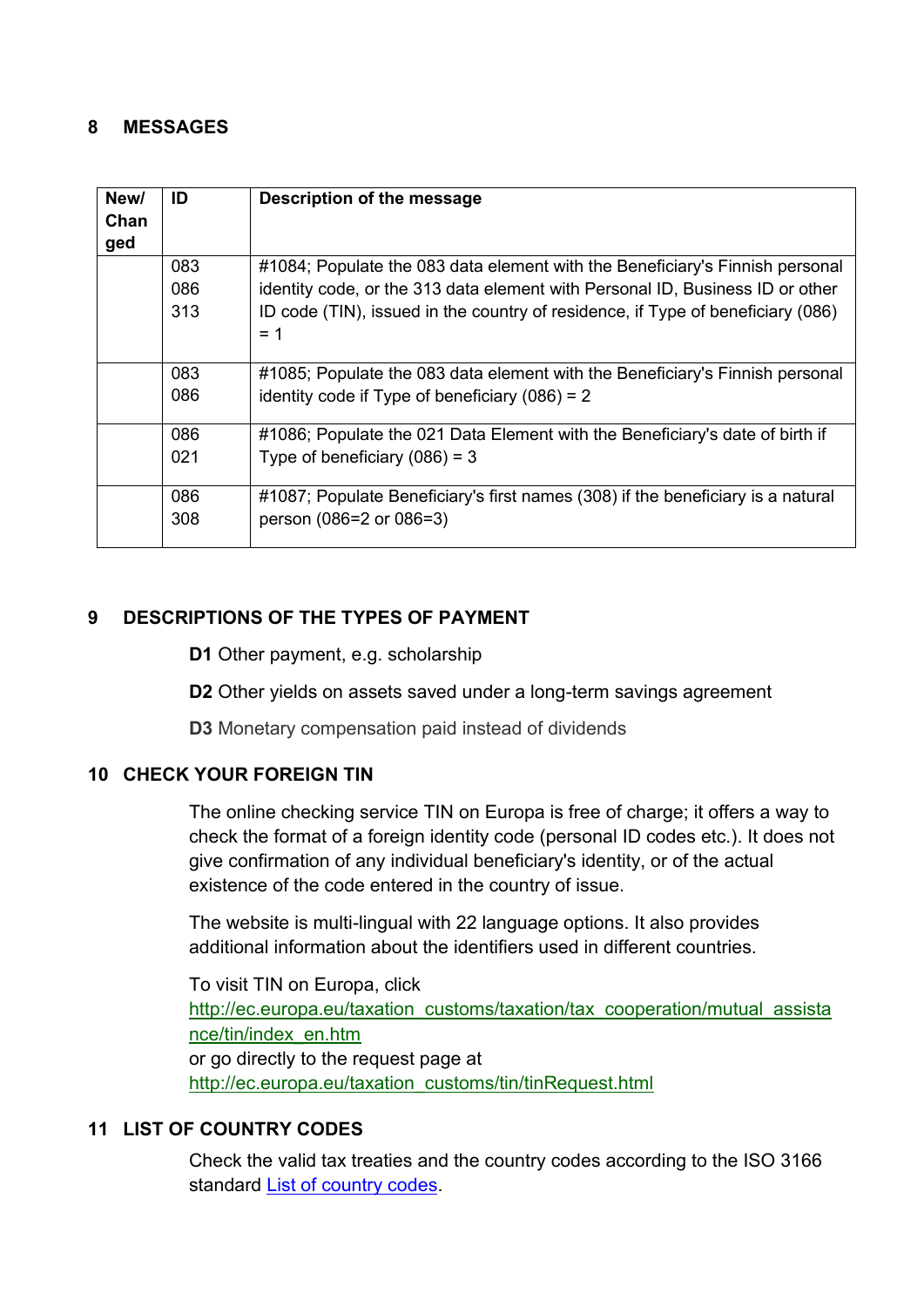## 8 MESSAGES

| New/ Changed | ID | Description of the message |
|---|---|---|
| | 083<br>086<br>313 | #1084; Populate the 083 data element with the Beneficiary's Finnish personal identity code, or the 313 data element with Personal ID, Business ID or other ID code (TIN), issued in the country of residence, if Type of beneficiary (086) = 1 |
| | 083<br>086 | #1085; Populate the 083 data element with the Beneficiary's Finnish personal identity code if Type of beneficiary (086) = 2 |
| | 086<br>021 | #1086; Populate the 021 Data Element with the Beneficiary's date of birth if Type of beneficiary (086) = 3 |
| | 086<br>308 | #1087; Populate Beneficiary's first names (308) if the beneficiary is a natural person (086=2 or 086=3) |

## 9 DESCRIPTIONS OF THE TYPES OF PAYMENT

**D1** Other payment, e.g. scholarship

**D2** Other yields on assets saved under a long-term savings agreement

**D3** Monetary compensation paid instead of dividends

## 10 CHECK YOUR FOREIGN TIN

The online checking service TIN on Europa is free of charge; it offers a way to check the format of a foreign identity code (personal ID codes etc.). It does not give confirmation of any individual beneficiary's identity, or of the actual existence of the code entered in the country of issue.

The website is multi-lingual with 22 language options. It also provides additional information about the identifiers used in different countries.

To visit TIN on Europa, click
http://ec.europa.eu/taxation_customs/taxation/tax_cooperation/mutual_assistance/tin/index_en.htm
or go directly to the request page at
http://ec.europa.eu/taxation_customs/tin/tinRequest.html

## 11 LIST OF COUNTRY CODES

Check the valid tax treaties and the country codes according to the ISO 3166 standard List of country codes.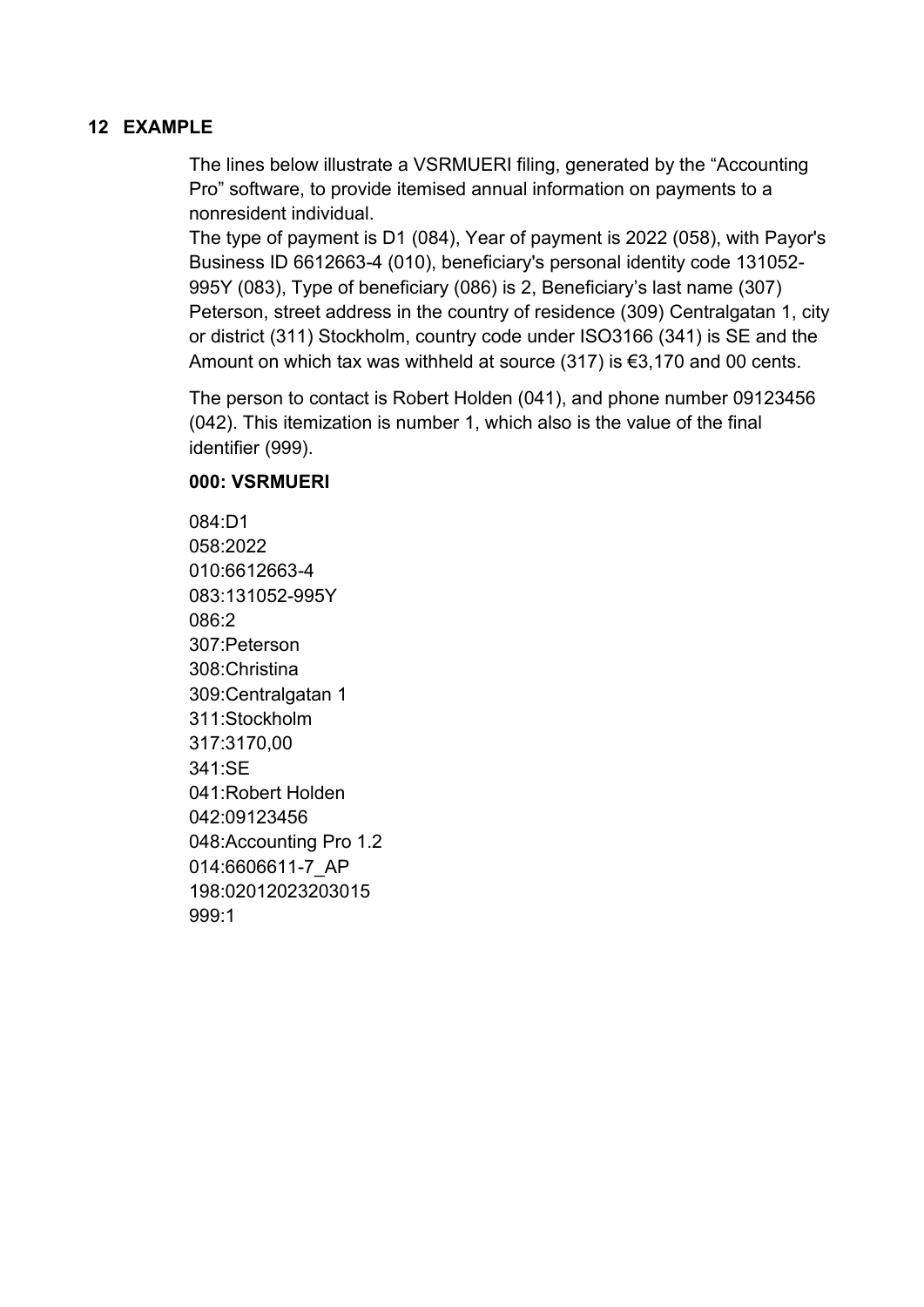## 12 EXAMPLE

The lines below illustrate a VSRMUERI filing, generated by the "Accounting Pro" software, to provide itemised annual information on payments to a nonresident individual.
The type of payment is D1 (084), Year of payment is 2022 (058), with Payor's Business ID 6612663-4 (010), beneficiary's personal identity code 131052-995Y (083), Type of beneficiary (086) is 2, Beneficiary's last name (307) Peterson, street address in the country of residence (309) Centralgatan 1, city or district (311) Stockholm, country code under ISO3166 (341) is SE and the Amount on which tax was withheld at source (317) is €3,170 and 00 cents.

The person to contact is Robert Holden (041), and phone number 09123456 (042). This itemization is number 1, which also is the value of the final identifier (999).

**000: VSRMUERI**

```
084:D1
058:2022
010:6612663-4
083:131052-995Y
086:2
307:Peterson
308:Christina
309:Centralgatan 1
311:Stockholm
317:3170,00
341:SE
041:Robert Holden
042:09123456
048:Accounting Pro 1.2
014:6606611-7_AP
198:02012023203015
999:1
```